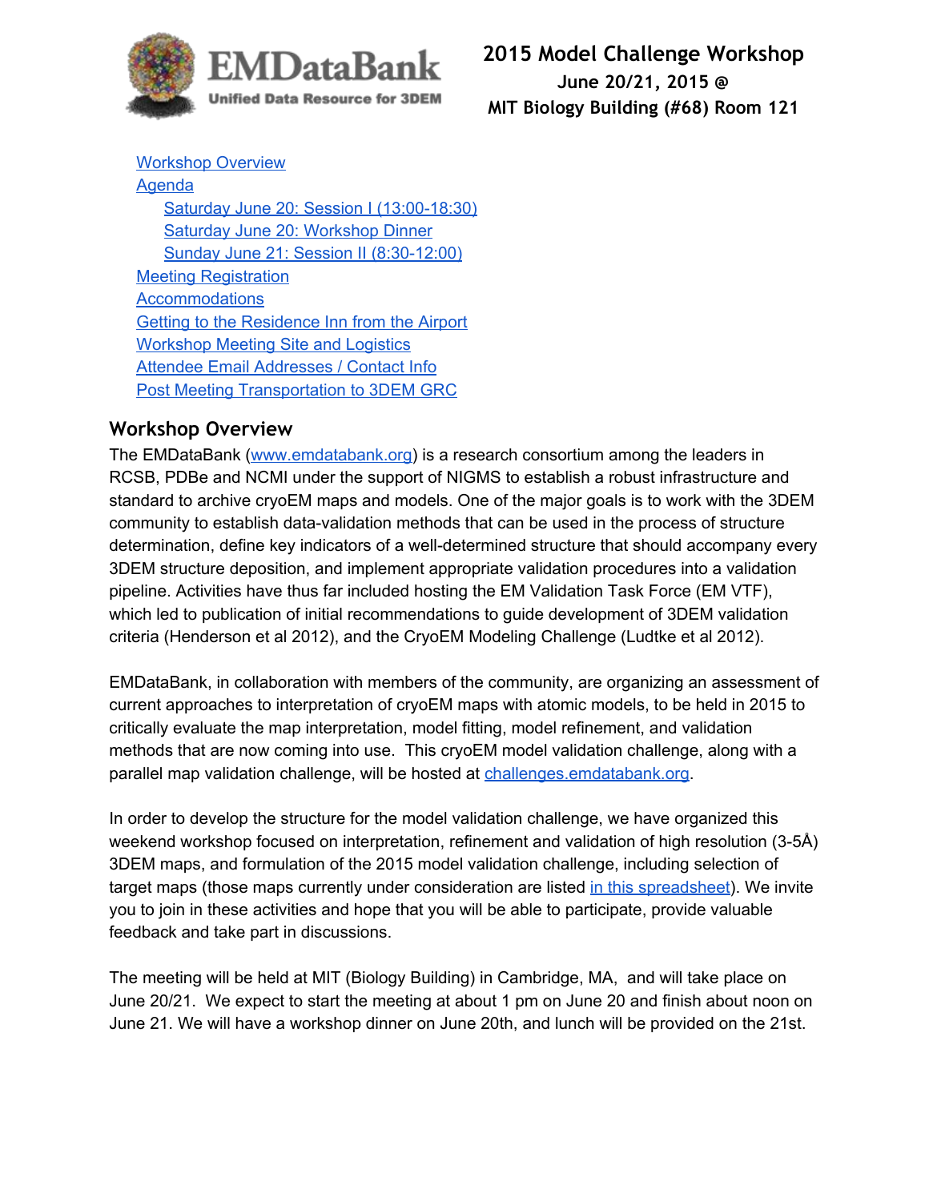EMDataBank
Unified Data Resource for 3DEM

# 2015 Model Challenge Workshop

**June 20/21, 2015 @**
**MIT Biology Building (#68) Room 121**

- Workshop Overview
- Agenda
  - Saturday June 20: Session I (13:00-18:30)
  - Saturday June 20: Workshop Dinner
  - Sunday June 21: Session II (8:30-12:00)
- Meeting Registration
- Accommodations
- Getting to the Residence Inn from the Airport
- Workshop Meeting Site and Logistics
- Attendee Email Addresses / Contact Info
- Post Meeting Transportation to 3DEM GRC

## Workshop Overview

The EMDataBank (www.emdatabank.org) is a research consortium among the leaders in RCSB, PDBe and NCMI under the support of NIGMS to establish a robust infrastructure and standard to archive cryoEM maps and models. One of the major goals is to work with the 3DEM community to establish data-validation methods that can be used in the process of structure determination, define key indicators of a well-determined structure that should accompany every 3DEM structure deposition, and implement appropriate validation procedures into a validation pipeline. Activities have thus far included hosting the EM Validation Task Force (EM VTF), which led to publication of initial recommendations to guide development of 3DEM validation criteria (Henderson et al 2012), and the CryoEM Modeling Challenge (Ludtke et al 2012).

EMDataBank, in collaboration with members of the community, are organizing an assessment of current approaches to interpretation of cryoEM maps with atomic models, to be held in 2015 to critically evaluate the map interpretation, model fitting, model refinement, and validation methods that are now coming into use. This cryoEM model validation challenge, along with a parallel map validation challenge, will be hosted at challenges.emdatabank.org.

In order to develop the structure for the model validation challenge, we have organized this weekend workshop focused on interpretation, refinement and validation of high resolution (3-5Å) 3DEM maps, and formulation of the 2015 model validation challenge, including selection of target maps (those maps currently under consideration are listed in this spreadsheet). We invite you to join in these activities and hope that you will be able to participate, provide valuable feedback and take part in discussions.

The meeting will be held at MIT (Biology Building) in Cambridge, MA, and will take place on June 20/21. We expect to start the meeting at about 1 pm on June 20 and finish about noon on June 21. We will have a workshop dinner on June 20th, and lunch will be provided on the 21st.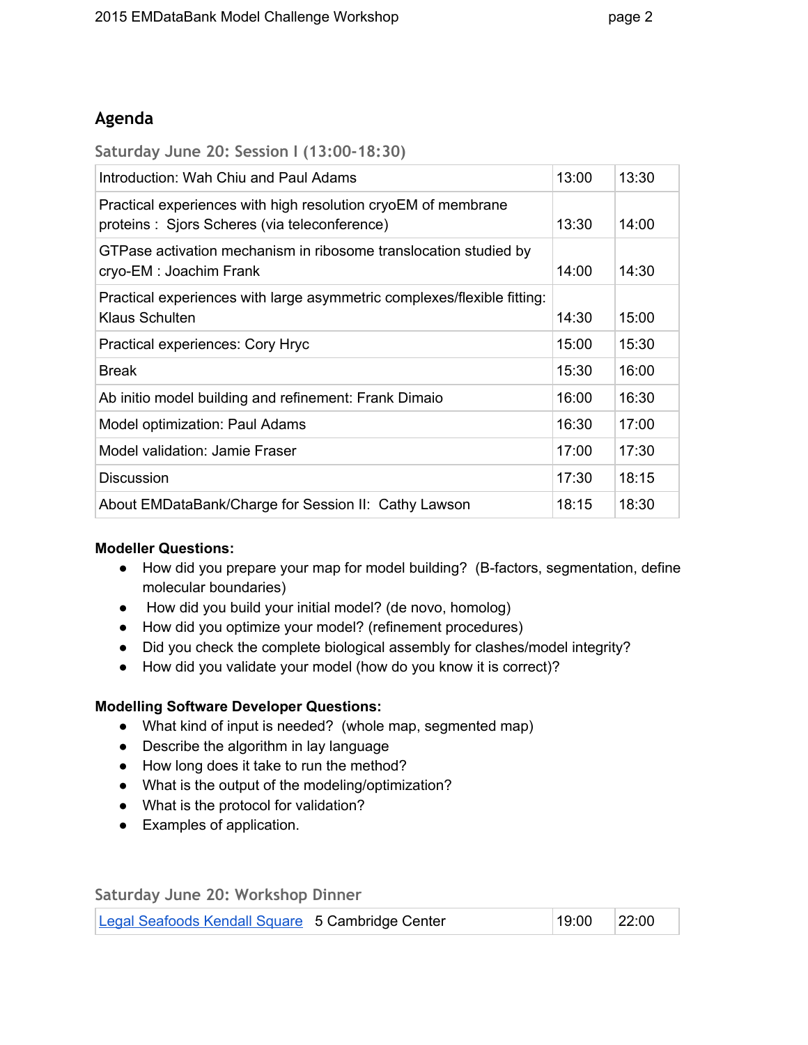## Agenda

### Saturday June 20: Session I (13:00-18:30)

| | | |
|---|---|---|
| Introduction: Wah Chiu and Paul Adams | 13:00 | 13:30 |
| Practical experiences with high resolution cryoEM of membrane proteins : Sjors Scheres (via teleconference) | 13:30 | 14:00 |
| GTPase activation mechanism in ribosome translocation studied by cryo-EM : Joachim Frank | 14:00 | 14:30 |
| Practical experiences with large asymmetric complexes/flexible fitting: Klaus Schulten | 14:30 | 15:00 |
| Practical experiences: Cory Hryc | 15:00 | 15:30 |
| Break | 15:30 | 16:00 |
| Ab initio model building and refinement: Frank Dimaio | 16:00 | 16:30 |
| Model optimization: Paul Adams | 16:30 | 17:00 |
| Model validation: Jamie Fraser | 17:00 | 17:30 |
| Discussion | 17:30 | 18:15 |
| About EMDataBank/Charge for Session II: Cathy Lawson | 18:15 | 18:30 |

**Modeller Questions:**

- How did you prepare your map for model building? (B-factors, segmentation, define molecular boundaries)
- How did you build your initial model? (de novo, homolog)
- How did you optimize your model? (refinement procedures)
- Did you check the complete biological assembly for clashes/model integrity?
- How did you validate your model (how do you know it is correct)?

**Modelling Software Developer Questions:**

- What kind of input is needed? (whole map, segmented map)
- Describe the algorithm in lay language
- How long does it take to run the method?
- What is the output of the modeling/optimization?
- What is the protocol for validation?
- Examples of application.

### Saturday June 20: Workshop Dinner

| | | |
|---|---|---|
| Legal Seafoods Kendall Square 5 Cambridge Center | 19:00 | 22:00 |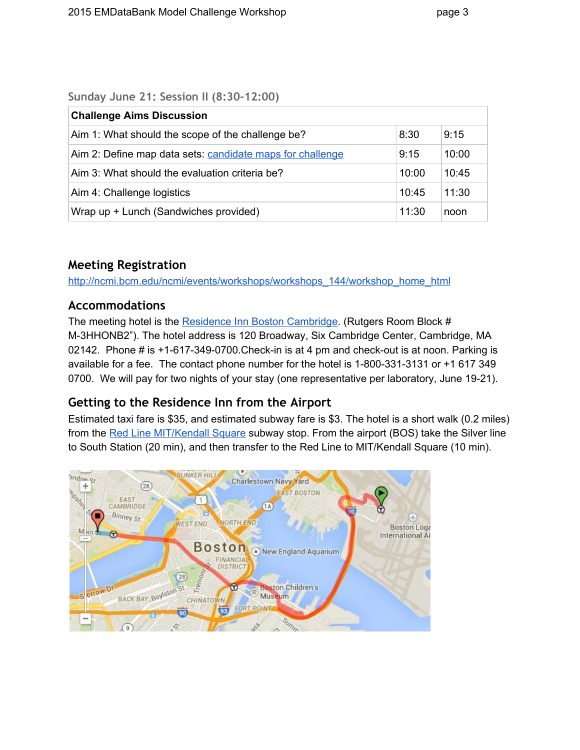### Sunday June 21: Session II (8:30-12:00)

| Challenge Aims Discussion | | |
|---|---|---|
| Aim 1: What should the scope of the challenge be? | 8:30 | 9:15 |
| Aim 2: Define map data sets: candidate maps for challenge | 9:15 | 10:00 |
| Aim 3: What should the evaluation criteria be? | 10:00 | 10:45 |
| Aim 4: Challenge logistics | 10:45 | 11:30 |
| Wrap up + Lunch (Sandwiches provided) | 11:30 | noon |

## Meeting Registration

http://ncmi.bcm.edu/ncmi/events/workshops/workshops_144/workshop_home_html

## Accommodations

The meeting hotel is the Residence Inn Boston Cambridge. (Rutgers Room Block # M-3HHONB2"). The hotel address is 120 Broadway, Six Cambridge Center, Cambridge, MA 02142. Phone # is +1-617-349-0700.Check-in is at 4 pm and check-out is at noon. Parking is available for a fee. The contact phone number for the hotel is 1-800-331-3131 or +1 617 349 0700. We will pay for two nights of your stay (one representative per laboratory, June 19-21).

## Getting to the Residence Inn from the Airport

Estimated taxi fare is $35, and estimated subway fare is $3. The hotel is a short walk (0.2 miles) from the Red Line MIT/Kendall Square subway stop. From the airport (BOS) take the Silver line to South Station (20 min), and then transfer to the Red Line to MIT/Kendall Square (10 min).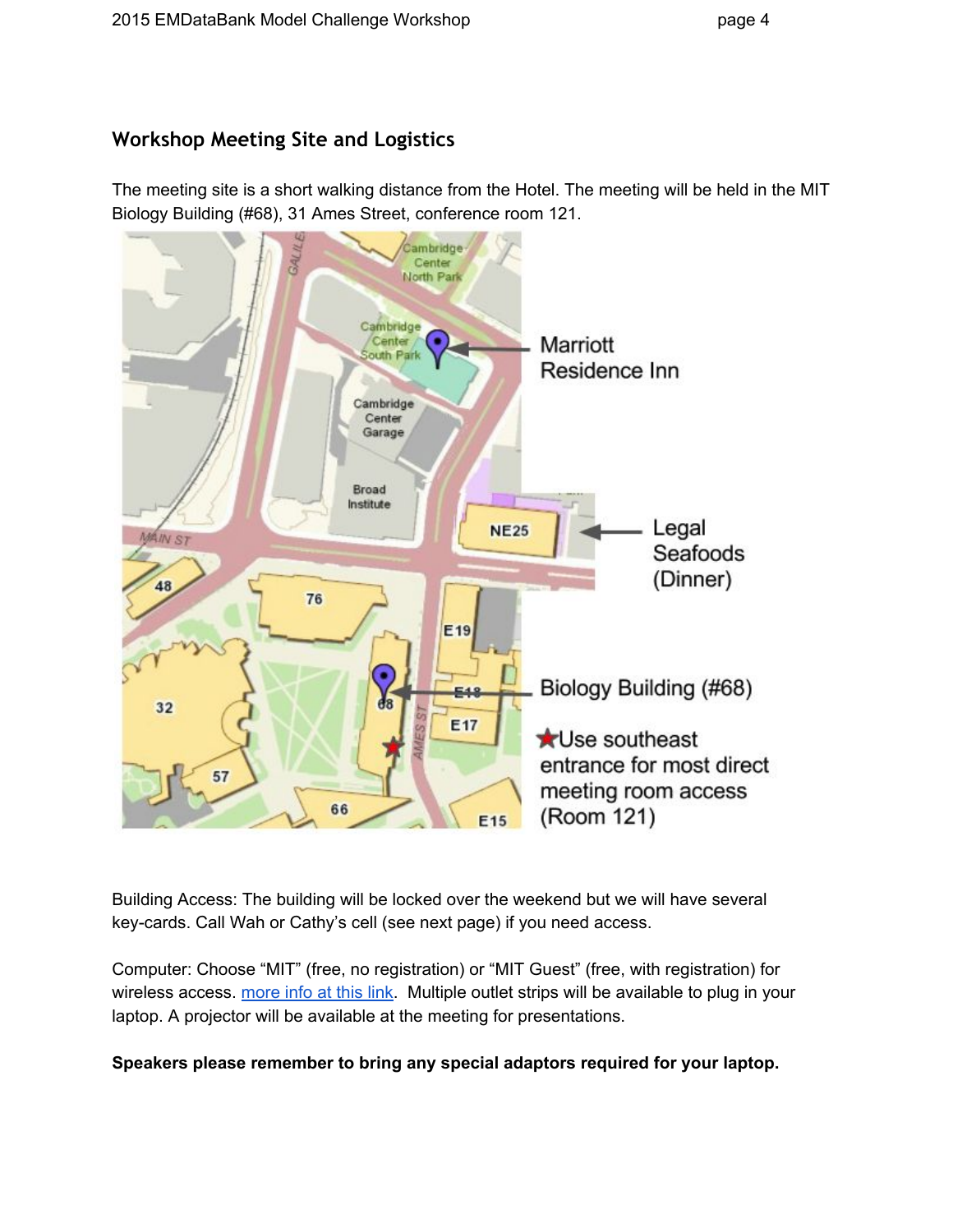## Workshop Meeting Site and Logistics

The meeting site is a short walking distance from the Hotel. The meeting will be held in the MIT Biology Building (#68), 31 Ames Street, conference room 121.

Marriott Residence Inn

Legal Seafoods (Dinner)

Biology Building (#68)

★Use southeast entrance for most direct meeting room access (Room 121)

Building Access: The building will be locked over the weekend but we will have several key-cards. Call Wah or Cathy's cell (see next page) if you need access.

Computer: Choose "MIT" (free, no registration) or "MIT Guest" (free, with registration) for wireless access. more info at this link. Multiple outlet strips will be available to plug in your laptop. A projector will be available at the meeting for presentations.

**Speakers please remember to bring any special adaptors required for your laptop.**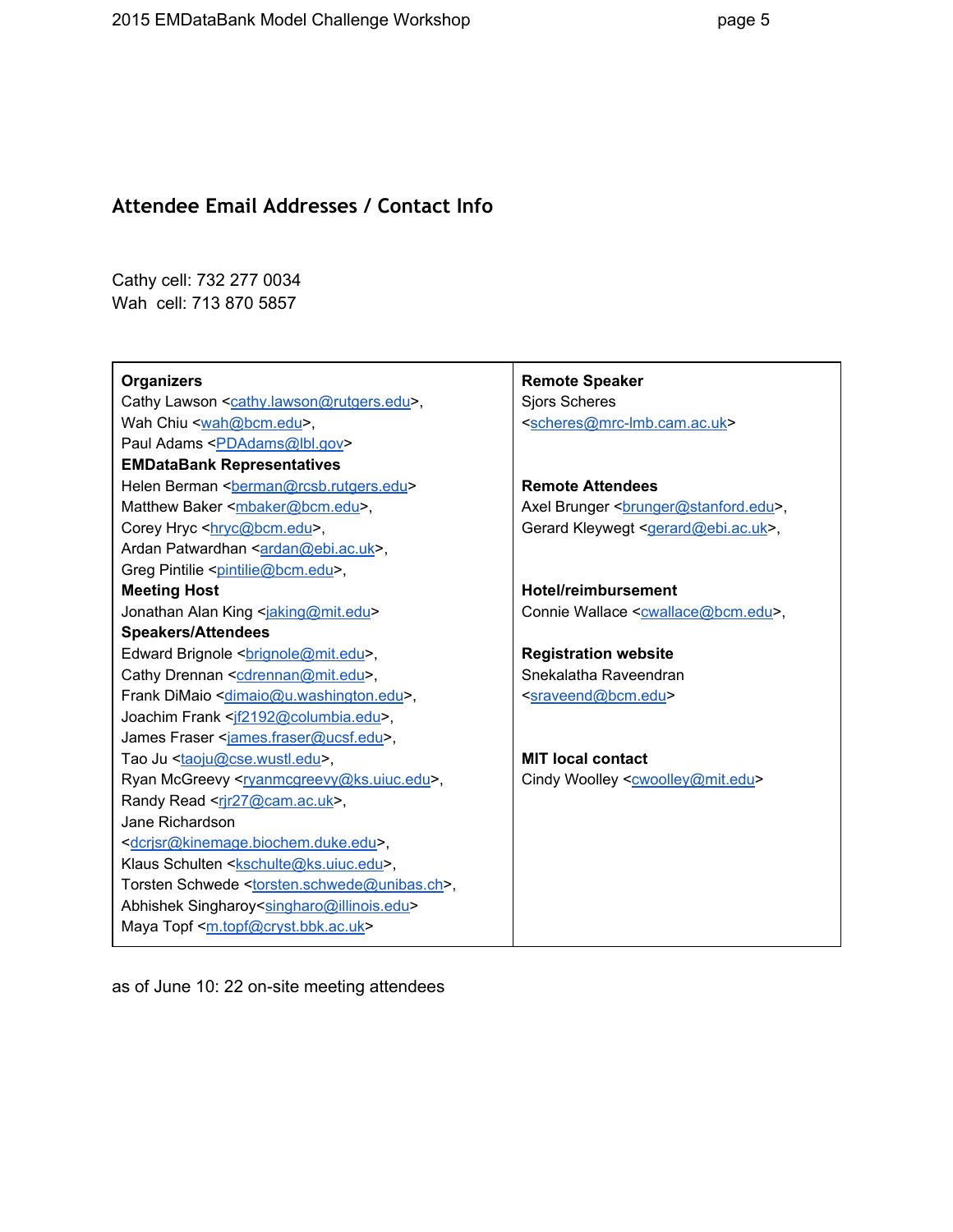## Attendee Email Addresses / Contact Info

Cathy cell: 732 277 0034
Wah cell: 713 870 5857

**Organizers**
Cathy Lawson <cathy.lawson@rutgers.edu>,
Wah Chiu <wah@bcm.edu>,
Paul Adams <PDAdams@lbl.gov>

**EMDataBank Representatives**
Helen Berman <berman@rcsb.rutgers.edu>
Matthew Baker <mbaker@bcm.edu>,
Corey Hryc <hryc@bcm.edu>,
Ardan Patwardhan <ardan@ebi.ac.uk>,
Greg Pintilie <pintilie@bcm.edu>,

**Meeting Host**
Jonathan Alan King <jaking@mit.edu>

**Speakers/Attendees**
Edward Brignole <brignole@mit.edu>,
Cathy Drennan <cdrennan@mit.edu>,
Frank DiMaio <dimaio@u.washington.edu>,
Joachim Frank <jf2192@columbia.edu>,
James Fraser <james.fraser@ucsf.edu>,
Tao Ju <taoju@cse.wustl.edu>,
Ryan McGreevy <ryanmcgreevy@ks.uiuc.edu>,
Randy Read <rjr27@cam.ac.uk>,
Jane Richardson <dcrjsr@kinemage.biochem.duke.edu>,
Klaus Schulten <kschulte@ks.uiuc.edu>,
Torsten Schwede <torsten.schwede@unibas.ch>,
Abhishek Singharoy<singharo@illinois.edu>
Maya Topf <m.topf@cryst.bbk.ac.uk>

**Remote Speaker**
Sjors Scheres <scheres@mrc-lmb.cam.ac.uk>

**Remote Attendees**
Axel Brunger <brunger@stanford.edu>,
Gerard Kleywegt <gerard@ebi.ac.uk>,

**Hotel/reimbursement**
Connie Wallace <cwallace@bcm.edu>,

**Registration website**
Snekalatha Raveendran <sraveend@bcm.edu>

**MIT local contact**
Cindy Woolley <cwoolley@mit.edu>

as of June 10: 22 on-site meeting attendees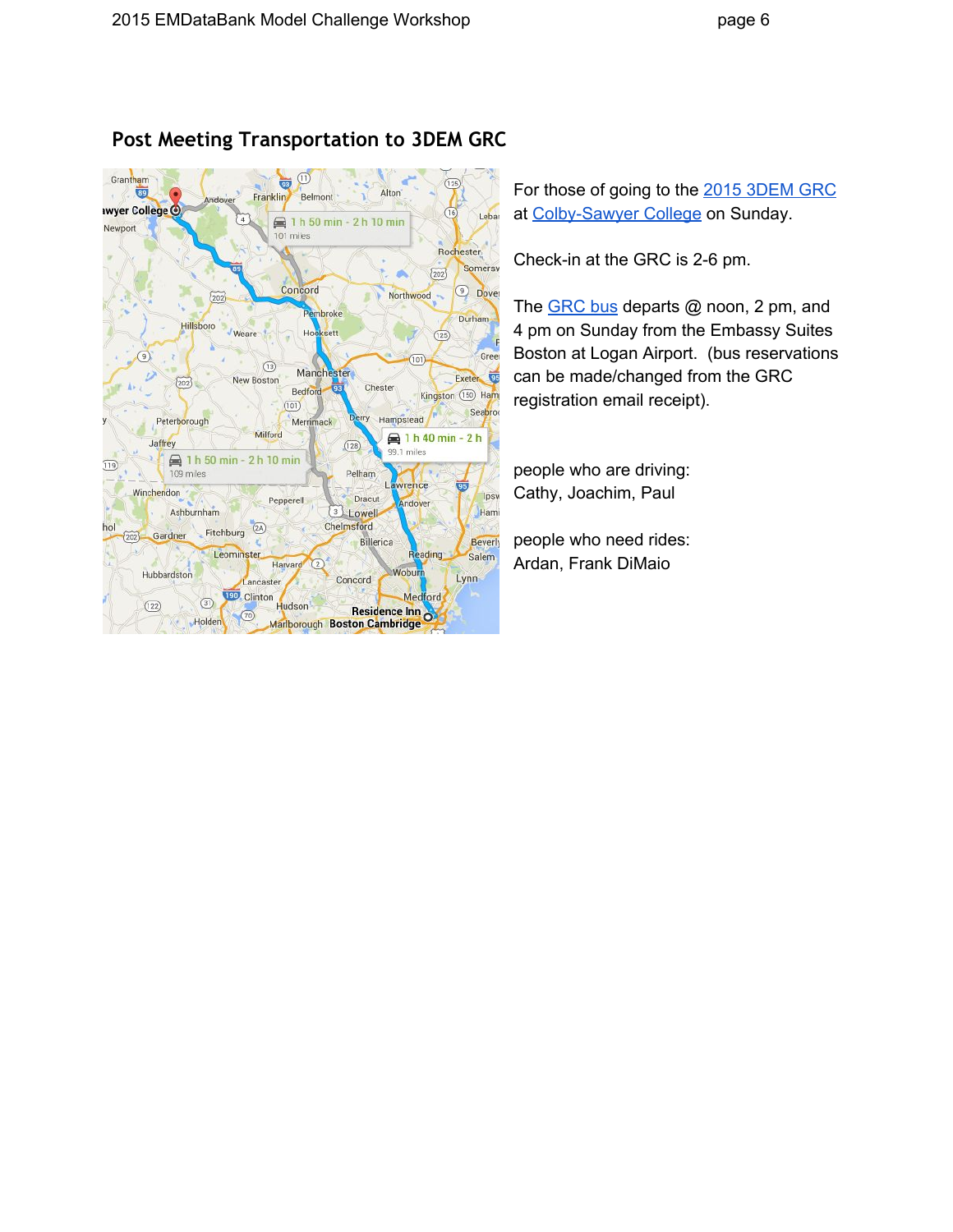## Post Meeting Transportation to 3DEM GRC

For those of going to the 2015 3DEM GRC at Colby-Sawyer College on Sunday.

Check-in at the GRC is 2-6 pm.

The GRC bus departs @ noon, 2 pm, and 4 pm on Sunday from the Embassy Suites Boston at Logan Airport. (bus reservations can be made/changed from the GRC registration email receipt).

people who are driving:
Cathy, Joachim, Paul

people who need rides:
Ardan, Frank DiMaio